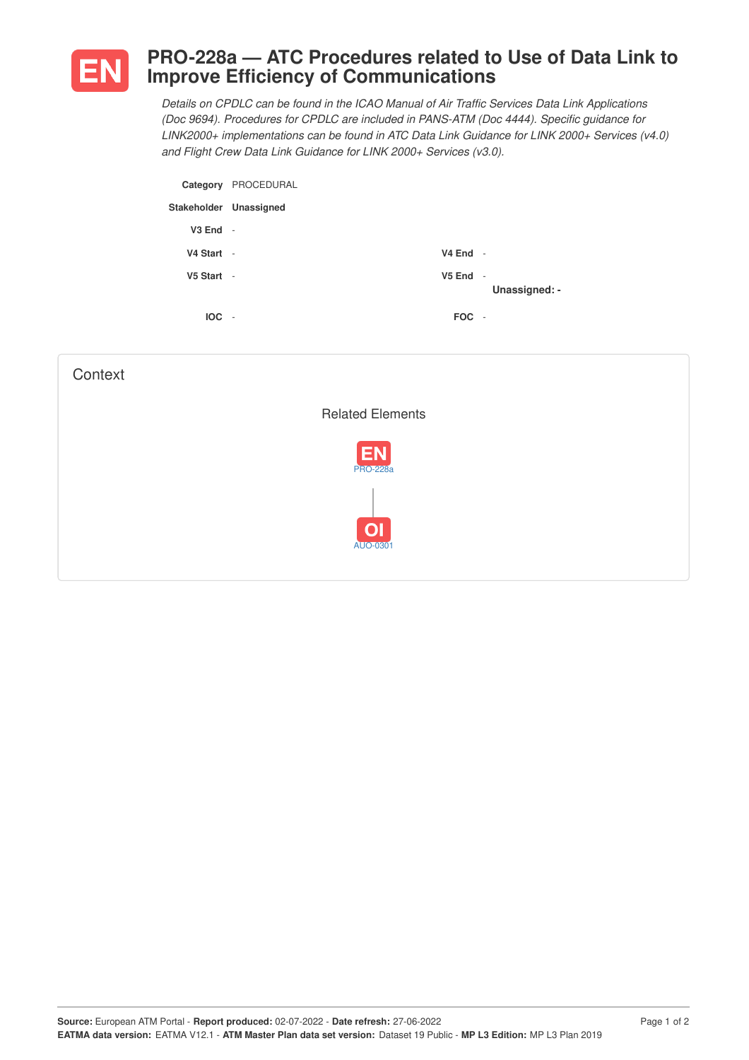# EN PRO-228a — ATC Procedures related to Use of Data Link to Improve Efficiency of Communications

*Details on CPDLC can be found in the ICAO Manual of Air Traffic Services Data Link Applications (Doc 9694). Procedures for CPDLC are included in PANS-ATM (Doc 4444). Specific guidance for LINK2000+ implementations can be found in ATC Data Link Guidance for LINK 2000+ Services (v4.0) and Flight Crew Data Link Guidance for LINK 2000+ Services (v3.0).*

**Category** PROCEDURAL

**Stakeholder** **Unassigned**

**V3 End** -

**V4 Start** - **V4 End** -

**V5 Start** - **V5 End** -

**Unassigned: -**

**IOC** - **FOC** -

## Context

### Related Elements

EN PRO-228a

OI AUO-0301

**Source:** European ATM Portal - **Report produced:** 02-07-2022 - **Date refresh:** 27-06-2022
**EATMA data version:** EATMA V12.1 - **ATM Master Plan data set version:** Dataset 19 Public - **MP L3 Edition:** MP L3 Plan 2019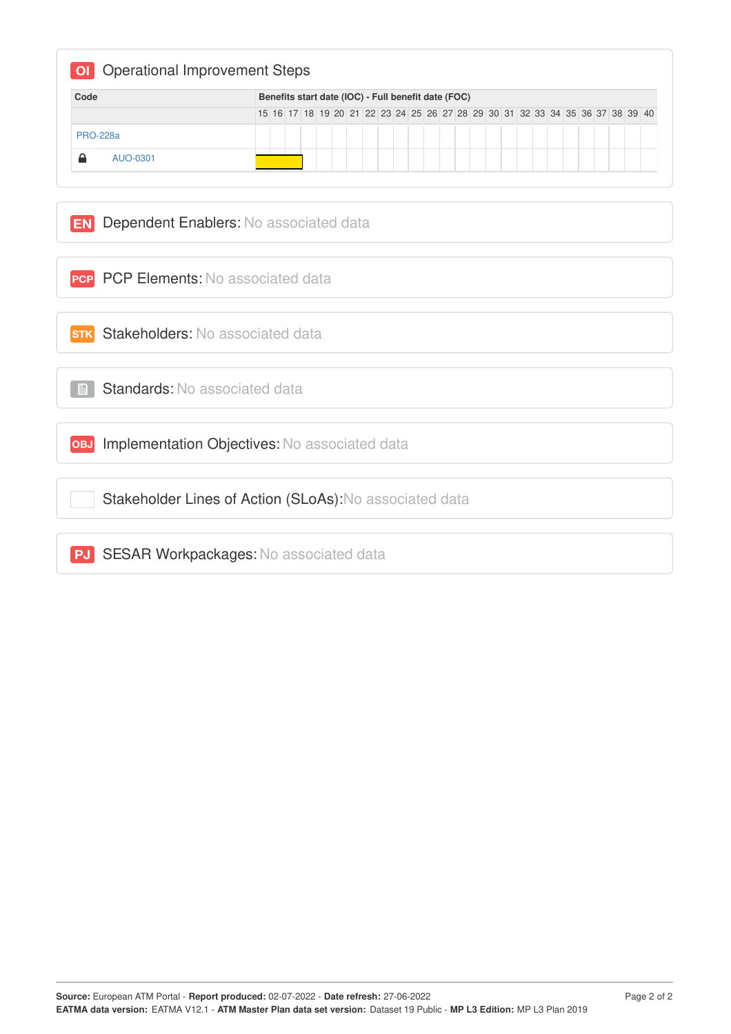## OI Operational Improvement Steps

| Code | Benefits start date (IOC) - Full benefit date (FOC) | | | | | | | | | | | | | | | | | | | | | | | | | |
|---|---|---|---|---|---|---|---|---|---|---|---|---|---|---|---|---|---|---|---|---|---|---|---|---|---|---|
| | 15 | 16 | 17 | 18 | 19 | 20 | 21 | 22 | 23 | 24 | 25 | 26 | 27 | 28 | 29 | 30 | 31 | 32 | 33 | 34 | 35 | 36 | 37 | 38 | 39 | 40 |
| PRO-228a | | | | | | | | | | | | | | | | | | | | | | | | | | |
| AUO-0301 | | | | | | | | | | | | | | | | | | | | | | | | | | |

## EN Dependent Enablers: No associated data

## PCP PCP Elements: No associated data

## STK Stakeholders: No associated data

## Standards: No associated data

## OBJ Implementation Objectives: No associated data

## Stakeholder Lines of Action (SLoAs): No associated data

## PJ SESAR Workpackages: No associated data

**Source:** European ATM Portal - **Report produced:** 02-07-2022 - **Date refresh:** 27-06-2022
**EATMA data version:** EATMA V12.1 - **ATM Master Plan data set version:** Dataset 19 Public - **MP L3 Edition:** MP L3 Plan 2019